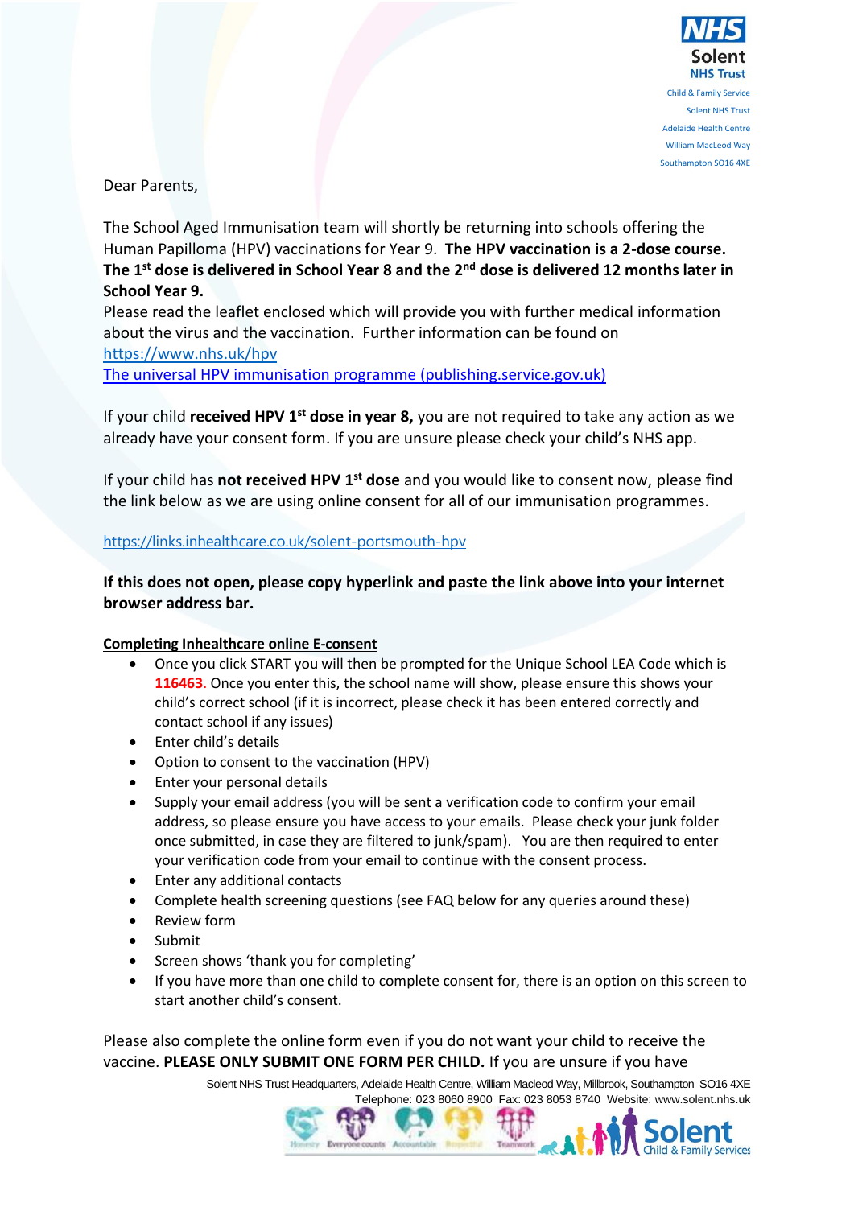NHS Solent NHS Trust
Child & Family Service
Solent NHS Trust
Adelaide Health Centre
William MacLeod Way
Southampton SO16 4XE

Dear Parents,

The School Aged Immunisation team will shortly be returning into schools offering the Human Papilloma (HPV) vaccinations for Year 9. **The HPV vaccination is a 2-dose course. The 1st dose is delivered in School Year 8 and the 2nd dose is delivered 12 months later in School Year 9.**

Please read the leaflet enclosed which will provide you with further medical information about the virus and the vaccination. Further information can be found on

https://www.nhs.uk/hpv

The universal HPV immunisation programme (publishing.service.gov.uk)

If your child **received HPV 1st dose in year 8,** you are not required to take any action as we already have your consent form. If you are unsure please check your child's NHS app.

If your child has **not received HPV 1st dose** and you would like to consent now, please find the link below as we are using online consent for all of our immunisation programmes.

https://links.inhealthcare.co.uk/solent-portsmouth-hpv

**If this does not open, please copy hyperlink and paste the link above into your internet browser address bar.**

**Completing Inhealthcare online E-consent**

- Once you click START you will then be prompted for the Unique School LEA Code which is **116463**. Once you enter this, the school name will show, please ensure this shows your child's correct school (if it is incorrect, please check it has been entered correctly and contact school if any issues)
- Enter child's details
- Option to consent to the vaccination (HPV)
- Enter your personal details
- Supply your email address (you will be sent a verification code to confirm your email address, so please ensure you have access to your emails. Please check your junk folder once submitted, in case they are filtered to junk/spam). You are then required to enter your verification code from your email to continue with the consent process.
- Enter any additional contacts
- Complete health screening questions (see FAQ below for any queries around these)
- Review form
- Submit
- Screen shows 'thank you for completing'
- If you have more than one child to complete consent for, there is an option on this screen to start another child's consent.

Please also complete the online form even if you do not want your child to receive the vaccine. **PLEASE ONLY SUBMIT ONE FORM PER CHILD.** If you are unsure if you have

Solent NHS Trust Headquarters, Adelaide Health Centre, William Macleod Way, Millbrook, Southampton SO16 4XE
Telephone: 023 8060 8900 Fax: 023 8053 8740 Website: www.solent.nhs.uk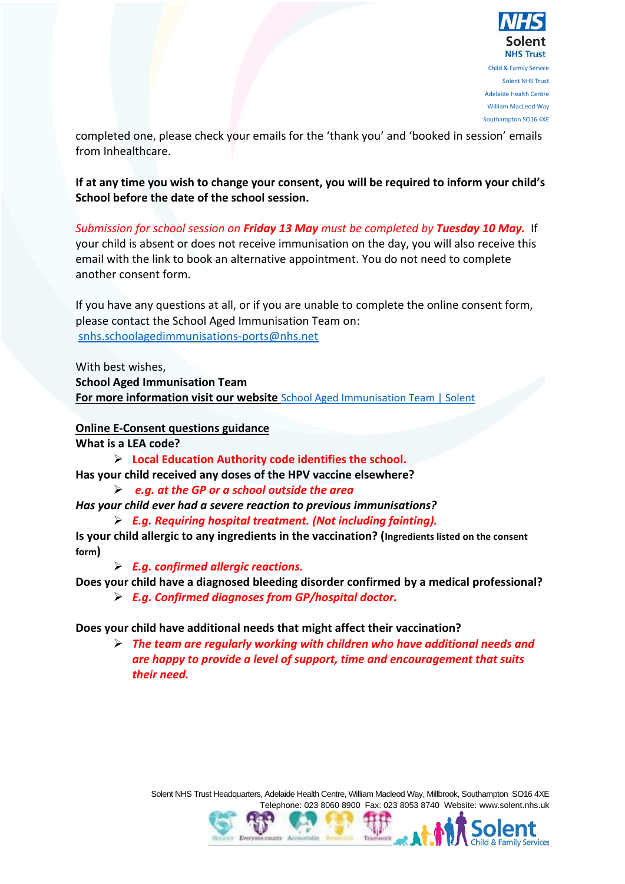completed one, please check your emails for the 'thank you' and 'booked in session' emails from Inhealthcare.

**If at any time you wish to change your consent, you will be required to inform your child's School before the date of the school session.**

*Submission for school session on **Friday 13 May** must be completed by **Tuesday 10 May**.* If your child is absent or does not receive immunisation on the day, you will also receive this email with the link to book an alternative appointment. You do not need to complete another consent form.

If you have any questions at all, or if you are unable to complete the online consent form, please contact the School Aged Immunisation Team on: snhs.schoolagedimmunisations-ports@nhs.net

With best wishes,
**School Aged Immunisation Team**
**For more information visit our website** School Aged Immunisation Team | Solent

**Online E-Consent questions guidance**

**What is a LEA code?**

- **Local Education Authority code identifies the school.**

**Has your child received any doses of the HPV vaccine elsewhere?**

- ***e.g. at the GP or a school outside the area***

***Has your child ever had a severe reaction to previous immunisations?***

- ***E.g. Requiring hospital treatment. (Not including fainting).***

**Is your child allergic to any ingredients in the vaccination? (Ingredients listed on the consent form)**

- ***E.g. confirmed allergic reactions.***

**Does your child have a diagnosed bleeding disorder confirmed by a medical professional?**

- ***E.g. Confirmed diagnoses from GP/hospital doctor.***

**Does your child have additional needs that might affect their vaccination?**

- ***The team are regularly working with children who have additional needs and are happy to provide a level of support, time and encouragement that suits their need.***